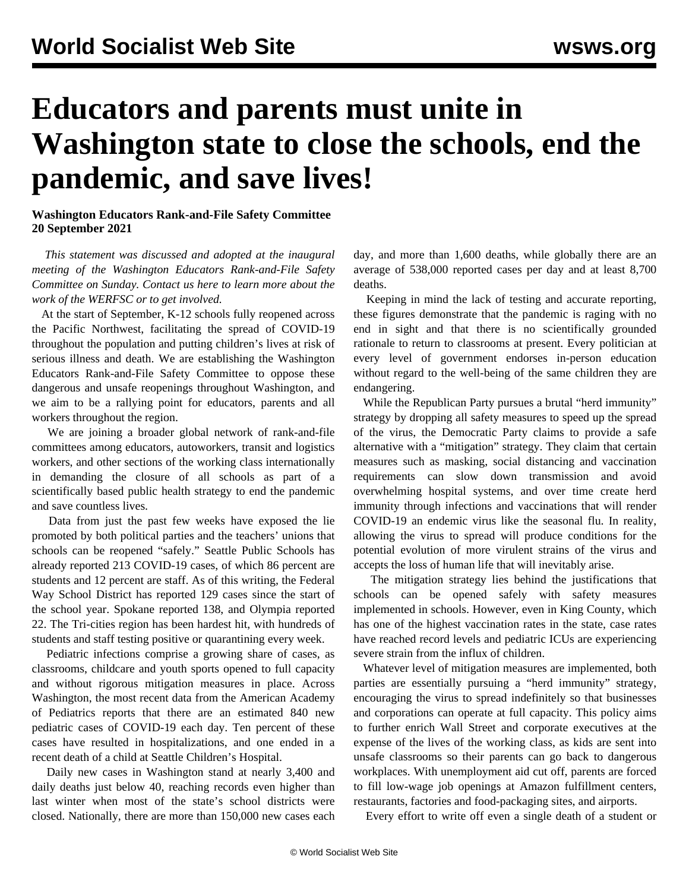# Educators and parents must unite in Washington state to close the schools, end the pandemic, and save lives!

**Washington Educators Rank-and-File Safety Committee**
**20 September 2021**

*This statement was discussed and adopted at the inaugural meeting of the Washington Educators Rank-and-File Safety Committee on Sunday. Contact us here to learn more about the work of the WERFSC or to get involved.*

At the start of September, K-12 schools fully reopened across the Pacific Northwest, facilitating the spread of COVID-19 throughout the population and putting children's lives at risk of serious illness and death. We are establishing the Washington Educators Rank-and-File Safety Committee to oppose these dangerous and unsafe reopenings throughout Washington, and we aim to be a rallying point for educators, parents and all workers throughout the region.

We are joining a broader global network of rank-and-file committees among educators, autoworkers, transit and logistics workers, and other sections of the working class internationally in demanding the closure of all schools as part of a scientifically based public health strategy to end the pandemic and save countless lives.

Data from just the past few weeks have exposed the lie promoted by both political parties and the teachers' unions that schools can be reopened "safely." Seattle Public Schools has already reported 213 COVID-19 cases, of which 86 percent are students and 12 percent are staff. As of this writing, the Federal Way School District has reported 129 cases since the start of the school year. Spokane reported 138, and Olympia reported 22. The Tri-cities region has been hardest hit, with hundreds of students and staff testing positive or quarantining every week.

Pediatric infections comprise a growing share of cases, as classrooms, childcare and youth sports opened to full capacity and without rigorous mitigation measures in place. Across Washington, the most recent data from the American Academy of Pediatrics reports that there are an estimated 840 new pediatric cases of COVID-19 each day. Ten percent of these cases have resulted in hospitalizations, and one ended in a recent death of a child at Seattle Children's Hospital.

Daily new cases in Washington stand at nearly 3,400 and daily deaths just below 40, reaching records even higher than last winter when most of the state's school districts were closed. Nationally, there are more than 150,000 new cases each day, and more than 1,600 deaths, while globally there are an average of 538,000 reported cases per day and at least 8,700 deaths.

Keeping in mind the lack of testing and accurate reporting, these figures demonstrate that the pandemic is raging with no end in sight and that there is no scientifically grounded rationale to return to classrooms at present. Every politician at every level of government endorses in-person education without regard to the well-being of the same children they are endangering.

While the Republican Party pursues a brutal "herd immunity" strategy by dropping all safety measures to speed up the spread of the virus, the Democratic Party claims to provide a safe alternative with a "mitigation" strategy. They claim that certain measures such as masking, social distancing and vaccination requirements can slow down transmission and avoid overwhelming hospital systems, and over time create herd immunity through infections and vaccinations that will render COVID-19 an endemic virus like the seasonal flu. In reality, allowing the virus to spread will produce conditions for the potential evolution of more virulent strains of the virus and accepts the loss of human life that will inevitably arise.

The mitigation strategy lies behind the justifications that schools can be opened safely with safety measures implemented in schools. However, even in King County, which has one of the highest vaccination rates in the state, case rates have reached record levels and pediatric ICUs are experiencing severe strain from the influx of children.

Whatever level of mitigation measures are implemented, both parties are essentially pursuing a "herd immunity" strategy, encouraging the virus to spread indefinitely so that businesses and corporations can operate at full capacity. This policy aims to further enrich Wall Street and corporate executives at the expense of the lives of the working class, as kids are sent into unsafe classrooms so their parents can go back to dangerous workplaces. With unemployment aid cut off, parents are forced to fill low-wage job openings at Amazon fulfillment centers, restaurants, factories and food-packaging sites, and airports.

Every effort to write off even a single death of a student or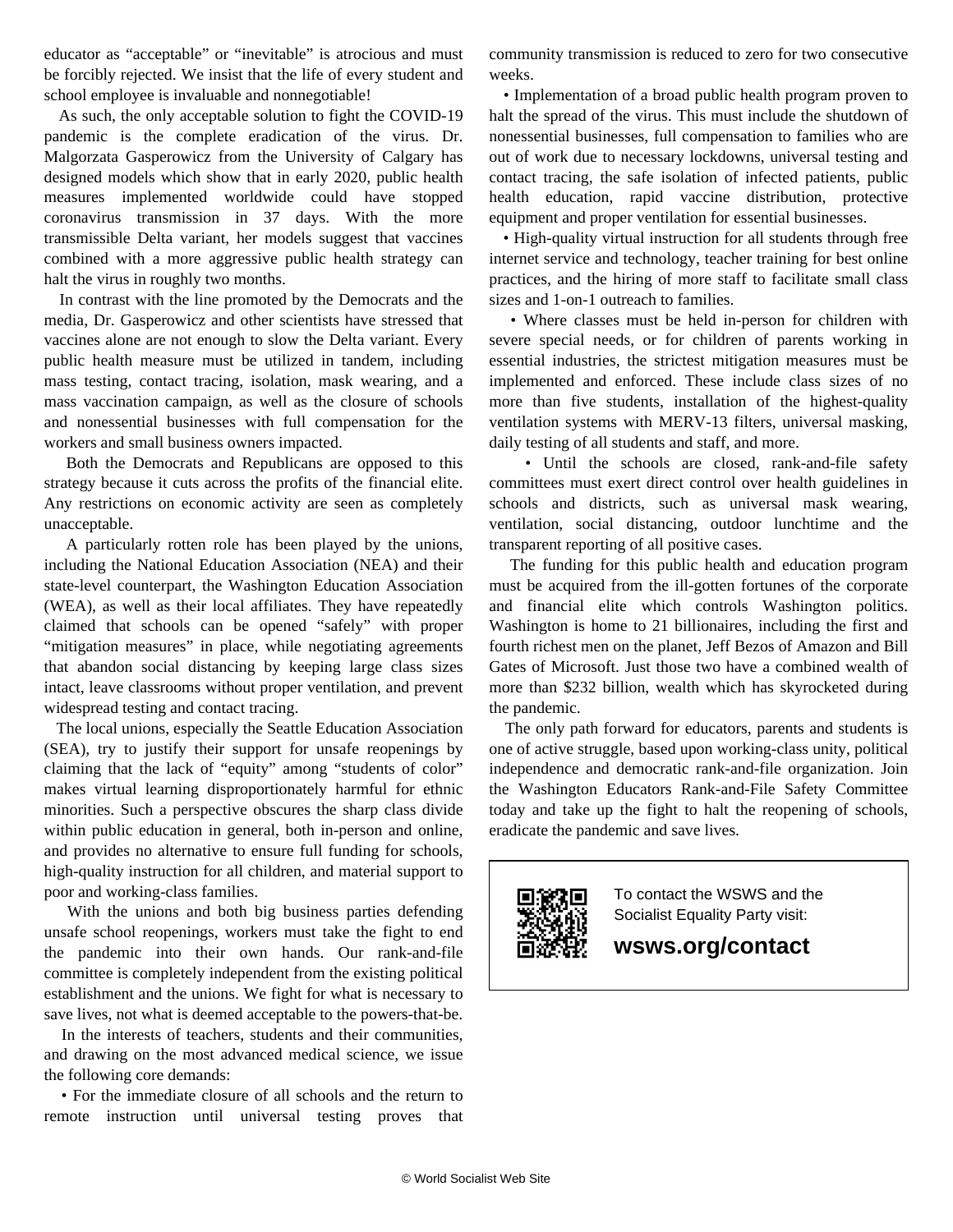educator as "acceptable" or "inevitable" is atrocious and must be forcibly rejected. We insist that the life of every student and school employee is invaluable and nonnegotiable!

As such, the only acceptable solution to fight the COVID-19 pandemic is the complete eradication of the virus. Dr. Malgorzata Gasperowicz from the University of Calgary has designed models which show that in early 2020, public health measures implemented worldwide could have stopped coronavirus transmission in 37 days. With the more transmissible Delta variant, her models suggest that vaccines combined with a more aggressive public health strategy can halt the virus in roughly two months.

In contrast with the line promoted by the Democrats and the media, Dr. Gasperowicz and other scientists have stressed that vaccines alone are not enough to slow the Delta variant. Every public health measure must be utilized in tandem, including mass testing, contact tracing, isolation, mask wearing, and a mass vaccination campaign, as well as the closure of schools and nonessential businesses with full compensation for the workers and small business owners impacted.

Both the Democrats and Republicans are opposed to this strategy because it cuts across the profits of the financial elite. Any restrictions on economic activity are seen as completely unacceptable.

A particularly rotten role has been played by the unions, including the National Education Association (NEA) and their state-level counterpart, the Washington Education Association (WEA), as well as their local affiliates. They have repeatedly claimed that schools can be opened "safely" with proper "mitigation measures" in place, while negotiating agreements that abandon social distancing by keeping large class sizes intact, leave classrooms without proper ventilation, and prevent widespread testing and contact tracing.

The local unions, especially the Seattle Education Association (SEA), try to justify their support for unsafe reopenings by claiming that the lack of "equity" among "students of color" makes virtual learning disproportionately harmful for ethnic minorities. Such a perspective obscures the sharp class divide within public education in general, both in-person and online, and provides no alternative to ensure full funding for schools, high-quality instruction for all children, and material support to poor and working-class families.

With the unions and both big business parties defending unsafe school reopenings, workers must take the fight to end the pandemic into their own hands. Our rank-and-file committee is completely independent from the existing political establishment and the unions. We fight for what is necessary to save lives, not what is deemed acceptable to the powers-that-be.

In the interests of teachers, students and their communities, and drawing on the most advanced medical science, we issue the following core demands:

- For the immediate closure of all schools and the return to remote instruction until universal testing proves that community transmission is reduced to zero for two consecutive weeks.
- Implementation of a broad public health program proven to halt the spread of the virus. This must include the shutdown of nonessential businesses, full compensation to families who are out of work due to necessary lockdowns, universal testing and contact tracing, the safe isolation of infected patients, public health education, rapid vaccine distribution, protective equipment and proper ventilation for essential businesses.
- High-quality virtual instruction for all students through free internet service and technology, teacher training for best online practices, and the hiring of more staff to facilitate small class sizes and 1-on-1 outreach to families.
- Where classes must be held in-person for children with severe special needs, or for children of parents working in essential industries, the strictest mitigation measures must be implemented and enforced. These include class sizes of no more than five students, installation of the highest-quality ventilation systems with MERV-13 filters, universal masking, daily testing of all students and staff, and more.
- Until the schools are closed, rank-and-file safety committees must exert direct control over health guidelines in schools and districts, such as universal mask wearing, ventilation, social distancing, outdoor lunchtime and the transparent reporting of all positive cases.

The funding for this public health and education program must be acquired from the ill-gotten fortunes of the corporate and financial elite which controls Washington politics. Washington is home to 21 billionaires, including the first and fourth richest men on the planet, Jeff Bezos of Amazon and Bill Gates of Microsoft. Just those two have a combined wealth of more than $232 billion, wealth which has skyrocketed during the pandemic.

The only path forward for educators, parents and students is one of active struggle, based upon working-class unity, political independence and democratic rank-and-file organization. Join the Washington Educators Rank-and-File Safety Committee today and take up the fight to halt the reopening of schools, eradicate the pandemic and save lives.

To contact the WSWS and the Socialist Equality Party visit:

**wsws.org/contact**